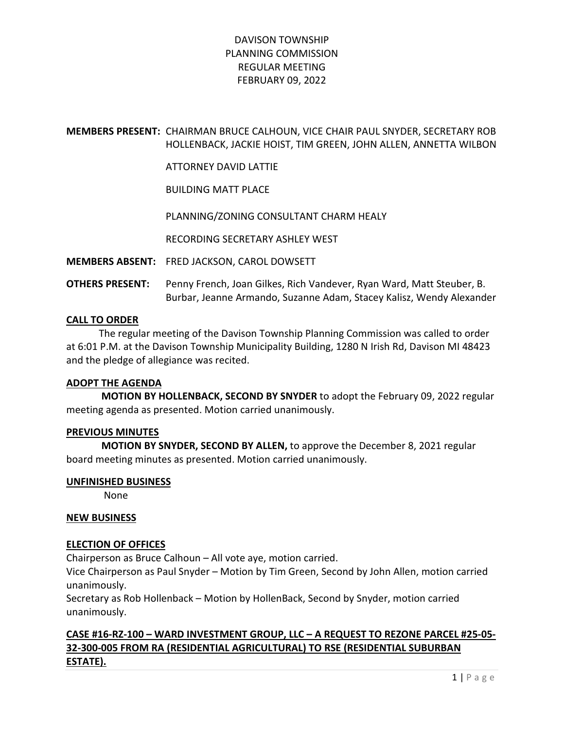# DAVISON TOWNSHIP
# PLANNING COMMISSION
# REGULAR MEETING
# FEBRUARY 09, 2022

**MEMBERS PRESENT:** CHAIRMAN BRUCE CALHOUN, VICE CHAIR PAUL SNYDER, SECRETARY ROB HOLLENBACK, JACKIE HOIST, TIM GREEN, JOHN ALLEN, ANNETTA WILBON

ATTORNEY DAVID LATTIE

BUILDING MATT PLACE

PLANNING/ZONING CONSULTANT CHARM HEALY

RECORDING SECRETARY ASHLEY WEST

**MEMBERS ABSENT:** FRED JACKSON, CAROL DOWSETT

**OTHERS PRESENT:** Penny French, Joan Gilkes, Rich Vandever, Ryan Ward, Matt Steuber, B. Burbar, Jeanne Armando, Suzanne Adam, Stacey Kalisz, Wendy Alexander

## CALL TO ORDER

The regular meeting of the Davison Township Planning Commission was called to order at 6:01 P.M. at the Davison Township Municipality Building, 1280 N Irish Rd, Davison MI 48423 and the pledge of allegiance was recited.

## ADOPT THE AGENDA

**MOTION BY HOLLENBACK, SECOND BY SNYDER** to adopt the February 09, 2022 regular meeting agenda as presented. Motion carried unanimously.

## PREVIOUS MINUTES

**MOTION BY SNYDER, SECOND BY ALLEN,** to approve the December 8, 2021 regular board meeting minutes as presented. Motion carried unanimously.

## UNFINISHED BUSINESS

None

## NEW BUSINESS

## ELECTION OF OFFICES

Chairperson as Bruce Calhoun – All vote aye, motion carried.

Vice Chairperson as Paul Snyder – Motion by Tim Green, Second by John Allen, motion carried unanimously.

Secretary as Rob Hollenback – Motion by HollenBack, Second by Snyder, motion carried unanimously.

## CASE #16-RZ-100 – WARD INVESTMENT GROUP, LLC – A REQUEST TO REZONE PARCEL #25-05-32-300-005 FROM RA (RESIDENTIAL AGRICULTURAL) TO RSE (RESIDENTIAL SUBURBAN ESTATE).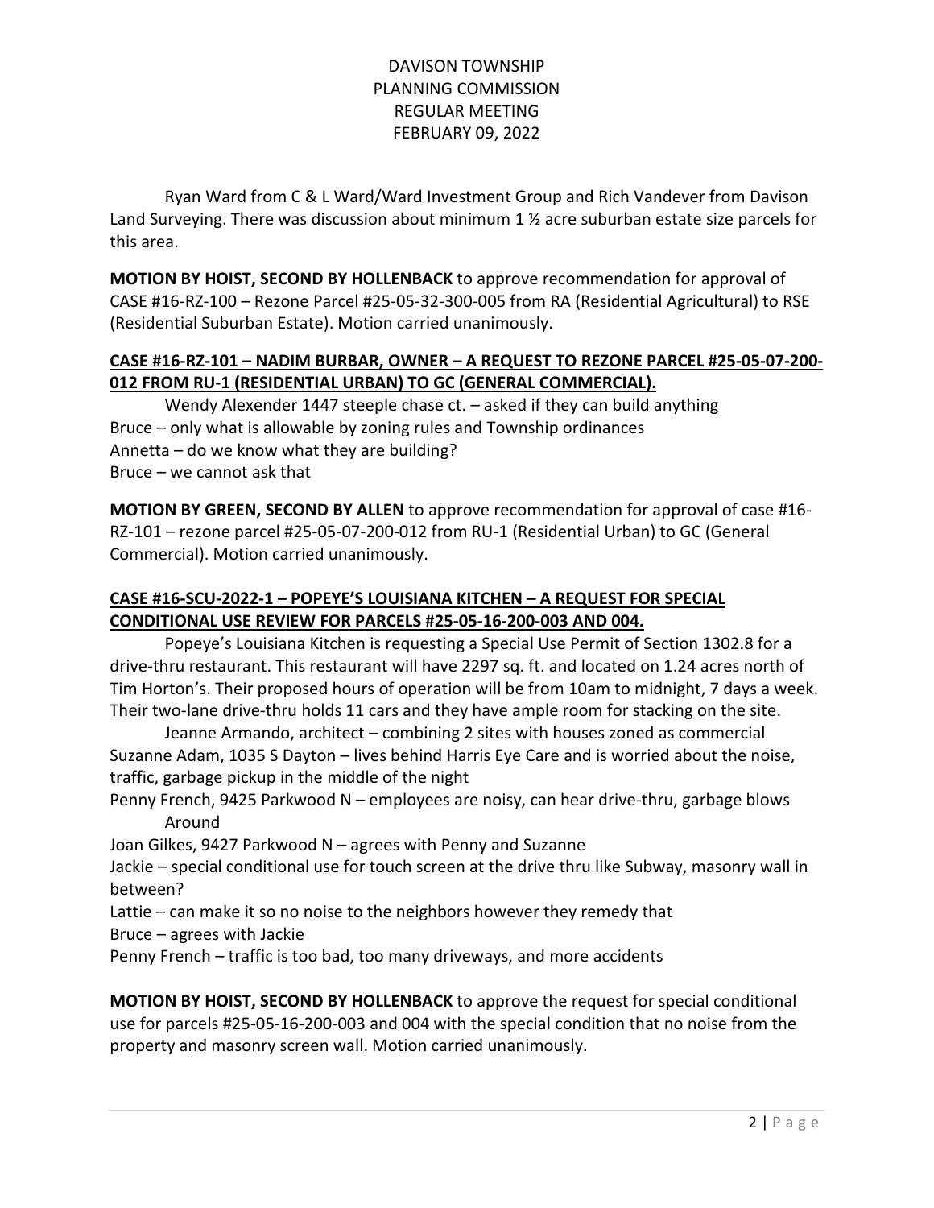DAVISON TOWNSHIP
PLANNING COMMISSION
REGULAR MEETING
FEBRUARY 09, 2022

Ryan Ward from C & L Ward/Ward Investment Group and Rich Vandever from Davison Land Surveying. There was discussion about minimum 1 ½ acre suburban estate size parcels for this area.

**MOTION BY HOIST, SECOND BY HOLLENBACK** to approve recommendation for approval of CASE #16-RZ-100 – Rezone Parcel #25-05-32-300-005 from RA (Residential Agricultural) to RSE (Residential Suburban Estate). Motion carried unanimously.

**CASE #16-RZ-101 – NADIM BURBAR, OWNER – A REQUEST TO REZONE PARCEL #25-05-07-200-012 FROM RU-1 (RESIDENTIAL URBAN) TO GC (GENERAL COMMERCIAL).**

Wendy Alexander 1447 steeple chase ct. – asked if they can build anything
Bruce – only what is allowable by zoning rules and Township ordinances
Annetta – do we know what they are building?
Bruce – we cannot ask that

**MOTION BY GREEN, SECOND BY ALLEN** to approve recommendation for approval of case #16-RZ-101 – rezone parcel #25-05-07-200-012 from RU-1 (Residential Urban) to GC (General Commercial). Motion carried unanimously.

**CASE #16-SCU-2022-1 – POPEYE'S LOUISIANA KITCHEN – A REQUEST FOR SPECIAL CONDITIONAL USE REVIEW FOR PARCELS #25-05-16-200-003 AND 004.**

Popeye's Louisiana Kitchen is requesting a Special Use Permit of Section 1302.8 for a drive-thru restaurant. This restaurant will have 2297 sq. ft. and located on 1.24 acres north of Tim Horton's. Their proposed hours of operation will be from 10am to midnight, 7 days a week. Their two-lane drive-thru holds 11 cars and they have ample room for stacking on the site.

Jeanne Armando, architect – combining 2 sites with houses zoned as commercial
Suzanne Adam, 1035 S Dayton – lives behind Harris Eye Care and is worried about the noise, traffic, garbage pickup in the middle of the night
Penny French, 9425 Parkwood N – employees are noisy, can hear drive-thru, garbage blows Around
Joan Gilkes, 9427 Parkwood N – agrees with Penny and Suzanne
Jackie – special conditional use for touch screen at the drive thru like Subway, masonry wall in between?
Lattie – can make it so no noise to the neighbors however they remedy that
Bruce – agrees with Jackie
Penny French – traffic is too bad, too many driveways, and more accidents

**MOTION BY HOIST, SECOND BY HOLLENBACK** to approve the request for special conditional use for parcels #25-05-16-200-003 and 004 with the special condition that no noise from the property and masonry screen wall. Motion carried unanimously.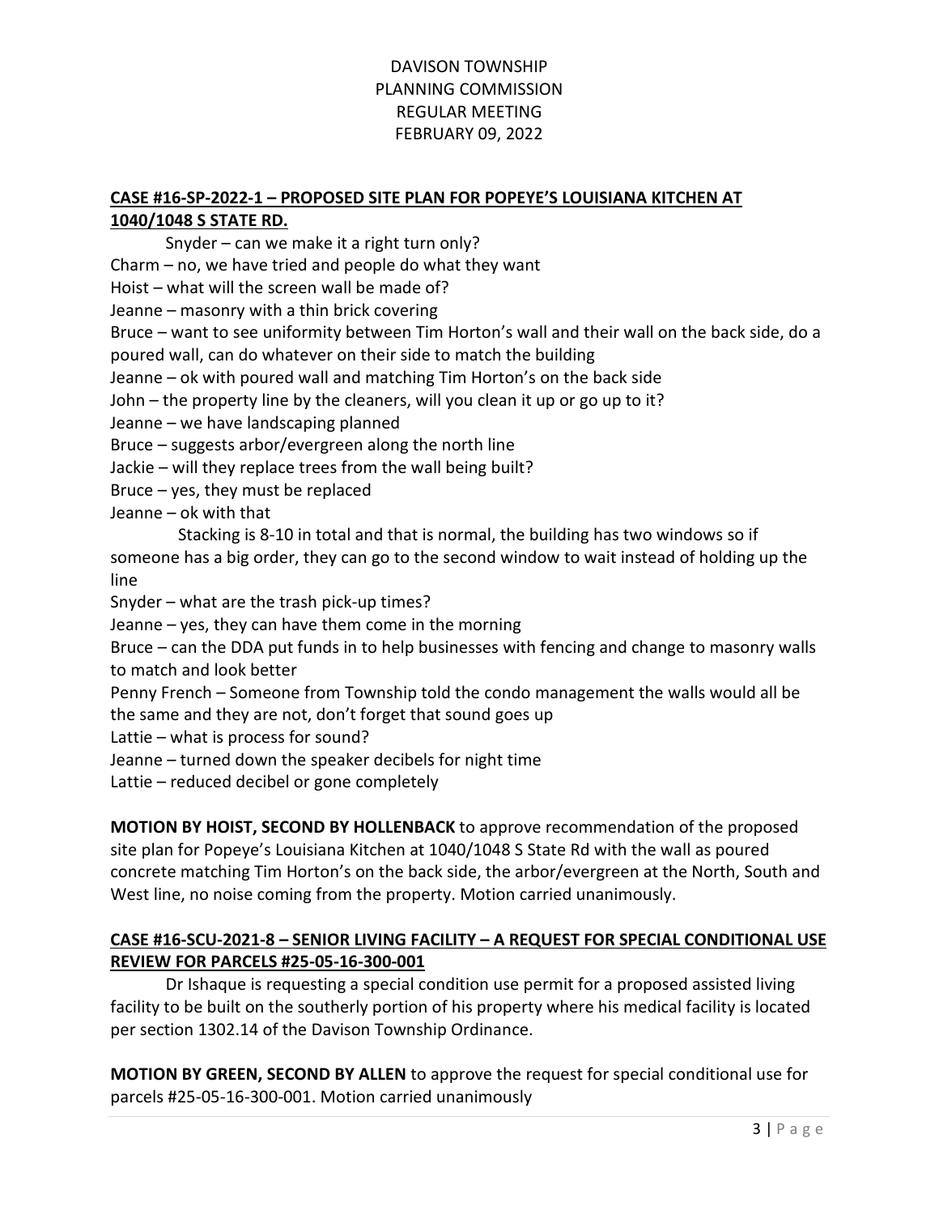# DAVISON TOWNSHIP PLANNING COMMISSION REGULAR MEETING FEBRUARY 09, 2022

**CASE #16-SP-2022-1 – PROPOSED SITE PLAN FOR POPEYE'S LOUISIANA KITCHEN AT 1040/1048 S STATE RD.**

Snyder – can we make it a right turn only?

Charm – no, we have tried and people do what they want

Hoist – what will the screen wall be made of?

Jeanne – masonry with a thin brick covering

Bruce – want to see uniformity between Tim Horton's wall and their wall on the back side, do a poured wall, can do whatever on their side to match the building

Jeanne – ok with poured wall and matching Tim Horton's on the back side

John – the property line by the cleaners, will you clean it up or go up to it?

Jeanne – we have landscaping planned

Bruce – suggests arbor/evergreen along the north line

Jackie – will they replace trees from the wall being built?

Bruce – yes, they must be replaced

Jeanne – ok with that

Stacking is 8-10 in total and that is normal, the building has two windows so if someone has a big order, they can go to the second window to wait instead of holding up the line

Snyder – what are the trash pick-up times?

Jeanne – yes, they can have them come in the morning

Bruce – can the DDA put funds in to help businesses with fencing and change to masonry walls to match and look better

Penny French – Someone from Township told the condo management the walls would all be the same and they are not, don't forget that sound goes up

Lattie – what is process for sound?

Jeanne – turned down the speaker decibels for night time

Lattie – reduced decibel or gone completely

**MOTION BY HOIST, SECOND BY HOLLENBACK** to approve recommendation of the proposed site plan for Popeye's Louisiana Kitchen at 1040/1048 S State Rd with the wall as poured concrete matching Tim Horton's on the back side, the arbor/evergreen at the North, South and West line, no noise coming from the property. Motion carried unanimously.

**CASE #16-SCU-2021-8 – SENIOR LIVING FACILITY – A REQUEST FOR SPECIAL CONDITIONAL USE REVIEW FOR PARCELS #25-05-16-300-001**

Dr Ishaque is requesting a special condition use permit for a proposed assisted living facility to be built on the southerly portion of his property where his medical facility is located per section 1302.14 of the Davison Township Ordinance.

**MOTION BY GREEN, SECOND BY ALLEN** to approve the request for special conditional use for parcels #25-05-16-300-001. Motion carried unanimously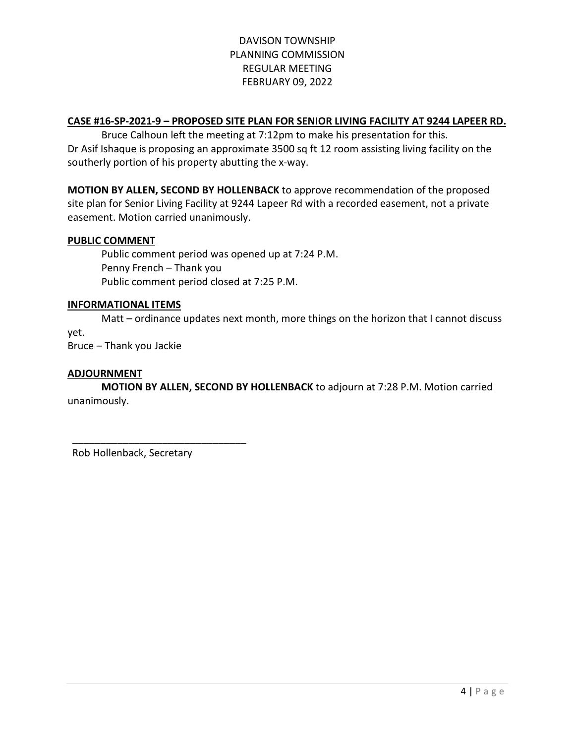DAVISON TOWNSHIP
PLANNING COMMISSION
REGULAR MEETING
FEBRUARY 09, 2022

**CASE #16-SP-2021-9 – PROPOSED SITE PLAN FOR SENIOR LIVING FACILITY AT 9244 LAPEER RD.**

Bruce Calhoun left the meeting at 7:12pm to make his presentation for this.
Dr Asif Ishaque is proposing an approximate 3500 sq ft 12 room assisting living facility on the southerly portion of his property abutting the x-way.

**MOTION BY ALLEN, SECOND BY HOLLENBACK** to approve recommendation of the proposed site plan for Senior Living Facility at 9244 Lapeer Rd with a recorded easement, not a private easement. Motion carried unanimously.

**PUBLIC COMMENT**

Public comment period was opened up at 7:24 P.M.
Penny French – Thank you
Public comment period closed at 7:25 P.M.

**INFORMATIONAL ITEMS**

Matt – ordinance updates next month, more things on the horizon that I cannot discuss yet.
Bruce – Thank you Jackie

**ADJOURNMENT**

**MOTION BY ALLEN, SECOND BY HOLLENBACK** to adjourn at 7:28 P.M. Motion carried unanimously.

_______________________________
Rob Hollenback, Secretary